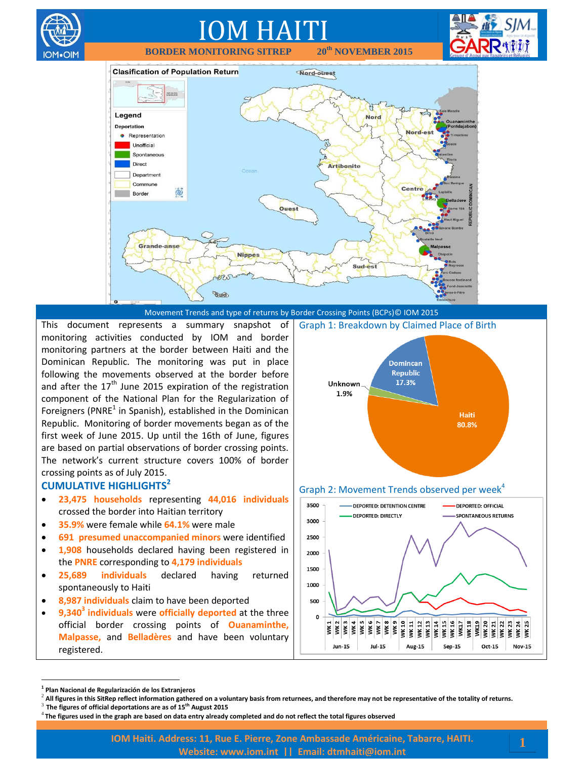# IOM HAITI

**BORDER MONITORING SITREP 20th NOVEMBER 2015**

Movement Trends and type of returns by Border Crossing Points (BCPs)© IOM 2015

This document represents a summary snapshot of monitoring activities conducted by IOM and border monitoring partners at the border between Haiti and the Dominican Republic. The monitoring was put in place following the movements observed at the border before and after the 17th June 2015 expiration of the registration component of the National Plan for the Regularization of Foreigners (PNRE[1] in Spanish), established in the Dominican Republic. Monitoring of border movements began as of the first week of June 2015. Up until the 16th of June, figures are based on partial observations of border crossing points. The network's current structure covers 100% of border crossing points as of July 2015.

## CUMULATIVE HIGHLIGHTS[2]

- **23,475 households** representing **44,016 individuals** crossed the border into Haitian territory
- **35.9%** were female while **64.1%** were male
- **691 presumed unaccompanied minors** were identified
- **1,908** households declared having been registered in the **PNRE** corresponding to **4,179 individuals**
- **25,689 individuals** declared having returned spontaneously to Haiti
- **8,987 individuals** claim to have been deported
- **9,340[3] individuals** were **officially deported** at the three official border crossing points of **Ouanaminthe, Malpasse,** and **Belladères** and have been voluntary registered.

**Graph 1: Breakdown by Claimed Place of Birth**

| Place of Birth | % |
|---|---|
| Haiti | 80.8% |
| Domincan Republic | 17.3% |
| Unknown | 1.9% |

**Graph 2: Movement Trends observed per week[4]**

---

[1] Plan Nacional de Regularización de los Extranjeros

[2] All figures in this SitRep reflect information gathered on a voluntary basis from returnees, and therefore may not be representative of the totality of returns.

[3] The figures of official deportations are as of 15th August 2015

[4] The figures used in the graph are based on data entry already completed and do not reflect the total figures observed

IOM Haiti. Address: 11, Rue E. Pierre, Zone Ambassade Américaine, Tabarre, HAITI.
Website: www.iom.int || Email: dtmhaiti@iom.int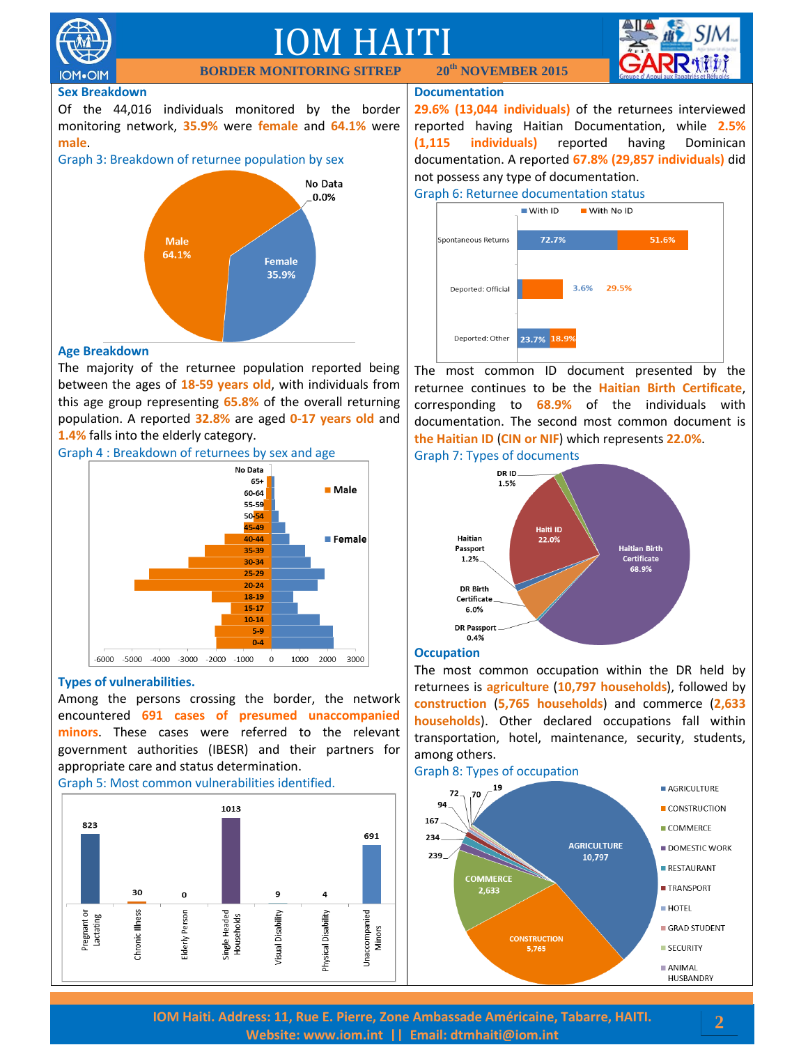# IOM HAITI

**BORDER MONITORING SITREP** **20th NOVEMBER 2015**

## Sex Breakdown

Of the 44,016 individuals monitored by the border monitoring network, **35.9%** were **female** and **64.1%** were **male**.

Graph 3: Breakdown of returnee population by sex

| Category | Percentage |
|---|---|
| Male | 64.1% |
| Female | 35.9% |
| No Data | 0.0% |

## Age Breakdown

The majority of the returnee population reported being between the ages of **18-59 years old**, with individuals from this age group representing **65.8%** of the overall returning population. A reported **32.8%** are aged **0-17 years old** and **1.4%** falls into the elderly category.

Graph 4 : Breakdown of returnees by sex and age

## Types of vulnerabilities.

Among the persons crossing the border, the network encountered **691 cases of presumed unaccompanied minors**. These cases were referred to the relevant government authorities (IBESR) and their partners for appropriate care and status determination.

Graph 5: Most common vulnerabilities identified.

| Vulnerability | Cases |
|---|---|
| Pregnant or Lactating | 823 |
| Chronic Illness | 30 |
| Elderly Person | 0 |
| Single Headed Households | 1013 |
| Visual Disability | 9 |
| Physical Disability | 4 |
| Unaccompanied Minors | 691 |

## Documentation

**29.6% (13,044 individuals)** of the returnees interviewed reported having Haitian Documentation, while **2.5% (1,115 individuals)** reported having Dominican documentation. A reported **67.8% (29,857 individuals)** did not possess any type of documentation.

Graph 6: Returnee documentation status

| Type of return | With ID | With No ID |
|---|---|---|
| Spontaneous Returns | 72.7% | 51.6% |
| Deported: Official | 3.6% | 29.5% |
| Deported: Other | 23.7% | 18.9% |

The most common ID document presented by the returnee continues to be the **Haitian Birth Certificate**, corresponding to **68.9%** of the individuals with documentation. The second most common document is **the Haitian ID** (**CIN or NIF**) which represents **22.0%**.

Graph 7: Types of documents

| Document | Percentage |
|---|---|
| Haitian Birth Certificate | 68.9% |
| Haiti ID | 22.0% |
| DR Birth Certificate | 6.0% |
| DR ID | 1.5% |
| Haitian Passport | 1.2% |
| DR Passport | 0.4% |

## Occupation

The most common occupation within the DR held by returnees is **agriculture** (**10,797 households**), followed by **construction** (**5,765 households**) and commerce (**2,633 households**). Other declared occupations fall within transportation, hotel, maintenance, security, students, among others.

Graph 8: Types of occupation

Legend: AGRICULTURE, CONSTRUCTION, COMMERCE, DOMESTIC WORK, RESTAURANT, TRANSPORT, HOTEL, GRAD STUDENT, SECURITY, ANIMAL HUSBANDRY

Values shown: AGRICULTURE 10,797; CONSTRUCTION 5,765; COMMERCE 2,633; 239; 234; 167; 94; 72; 70; 19

IOM Haiti. Address: 11, Rue E. Pierre, Zone Ambassade Américaine, Tabarre, HAITI.
Website: www.iom.int || Email: dtmhaiti@iom.int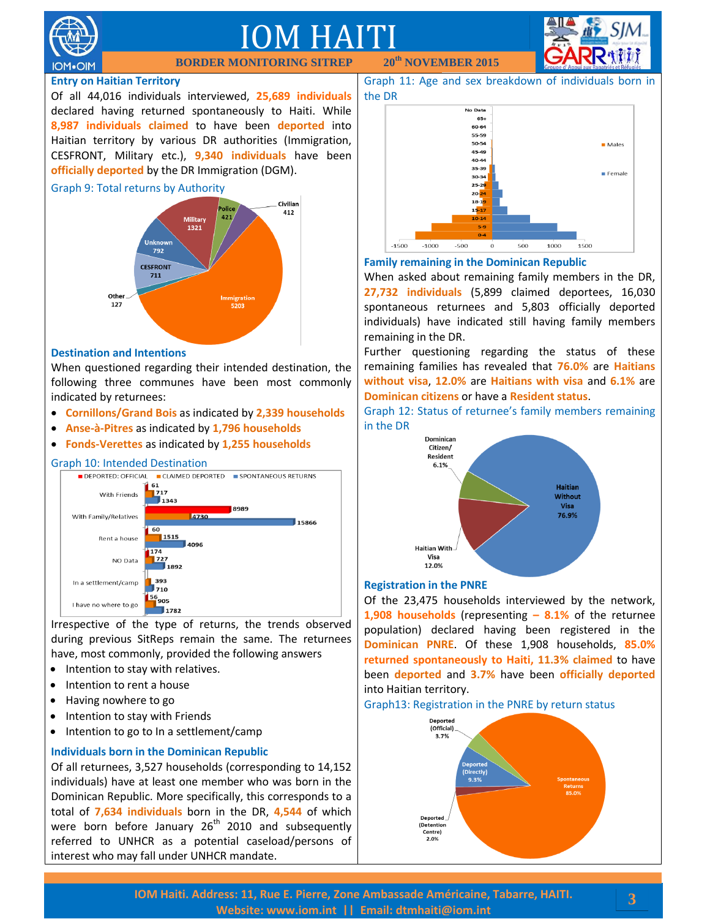## Entry on Haitian Territory

Of all 44,016 individuals interviewed, **25,689 individuals** declared having returned spontaneously to Haiti. While **8,987 individuals claimed** to have been **deported** into Haitian territory by various DR authorities (Immigration, CESFRONT, Military etc.), **9,340 individuals** have been **officially deported** by the DR Immigration (DGM).

Graph 9: Total returns by Authority

## Destination and Intentions

When questioned regarding their intended destination, the following three communes have been most commonly indicated by returnees:

- **Cornillons/Grand Bois** as indicated by **2,339 households**
- **Anse-à-Pitres** as indicated by **1,796 households**
- **Fonds-Verettes** as indicated by **1,255 households**

Graph 10: Intended Destination

Irrespective of the type of returns, the trends observed during previous SitReps remain the same. The returnees have, most commonly, provided the following answers

- Intention to stay with relatives.
- Intention to rent a house
- Having nowhere to go
- Intention to stay with Friends
- Intention to go to In a settlement/camp

## Individuals born in the Dominican Republic

Of all returnees, 3,527 households (corresponding to 14,152 individuals) have at least one member who was born in the Dominican Republic. More specifically, this corresponds to a total of **7,634 individuals** born in the DR, **4,544** of which were born before January 26th 2010 and subsequently referred to UNHCR as a potential caseload/persons of interest who may fall under UNHCR mandate.

Graph 11: Age and sex breakdown of individuals born in the DR

## Family remaining in the Dominican Republic

When asked about remaining family members in the DR, **27,732 individuals** (5,899 claimed deportees, 16,030 spontaneous returnees and 5,803 officially deported individuals) have indicated still having family members remaining in the DR.

Further questioning regarding the status of these remaining families has revealed that **76.0%** are **Haitians without visa**, **12.0%** are **Haitians with visa** and **6.1%** are **Dominican citizens** or have a **Resident status**.

Graph 12: Status of returnee's family members remaining in the DR

## Registration in the PNRE

Of the 23,475 households interviewed by the network, **1,908 households** (representing **– 8.1%** of the returnee population) declared having been registered in the **Dominican PNRE**. Of these 1,908 households, **85.0% returned spontaneously to Haiti, 11.3% claimed** to have been **deported** and **3.7%** have been **officially deported** into Haitian territory.

Graph13: Registration in the PNRE by return status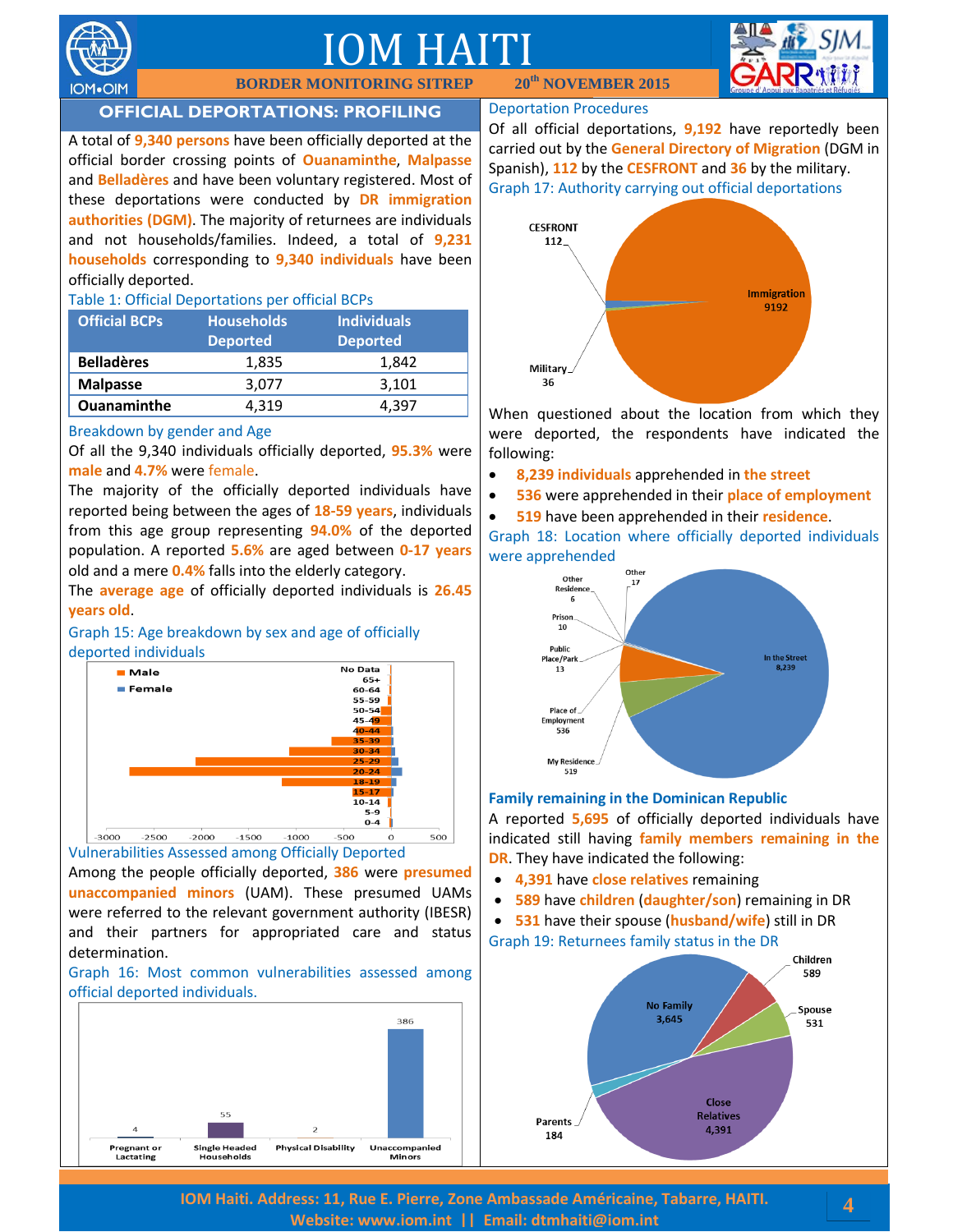# IOM HAITI

**BORDER MONITORING SITREP** **20th NOVEMBER 2015**

## OFFICIAL DEPORTATIONS: PROFILING

A total of **9,340 persons** have been officially deported at the official border crossing points of **Ouanaminthe**, **Malpasse** and **Belladères** and have been voluntary registered. Most of these deportations were conducted by **DR immigration authorities (DGM)**. The majority of returnees are individuals and not households/families. Indeed, a total of **9,231 households** corresponding to **9,340 individuals** have been officially deported.

Table 1: Official Deportations per official BCPs

| Official BCPs | Households Deported | Individuals Deported |
|---|---|---|
| **Belladères** | 1,835 | 1,842 |
| **Malpasse** | 3,077 | 3,101 |
| **Ouanaminthe** | 4,319 | 4,397 |

### Breakdown by gender and Age

Of all the 9,340 individuals officially deported, **95.3%** were **male** and **4.7%** were female.

The majority of the officially deported individuals have reported being between the ages of **18-59 years**, individuals from this age group representing **94.0%** of the deported population. A reported **5.6%** are aged between **0-17 years** old and a mere **0.4%** falls into the elderly category.

The **average age** of officially deported individuals is **26.45 years old**.

Graph 15: Age breakdown by sex and age of officially deported individuals

### Vulnerabilities Assessed among Officially Deported

Among the people officially deported, **386** were **presumed unaccompanied minors** (UAM). These presumed UAMs were referred to the relevant government authority (IBESR) and their partners for appropriated care and status determination.

Graph 16: Most common vulnerabilities assessed among official deported individuals.

| Pregnant or Lactating | Single Headed Households | Physical Disability | Unaccompanied Minors |
|---|---|---|---|
| 4 | 55 | 2 | 386 |

### Deportation Procedures

Of all official deportations, **9,192** have reportedly been carried out by the **General Directory of Migration** (DGM in Spanish), **112** by the **CESFRONT** and **36** by the military.

Graph 17: Authority carrying out official deportations

When questioned about the location from which they were deported, the respondents have indicated the following:

- **8,239 individuals** apprehended in **the street**
- **536** were apprehended in their **place of employment**
- **519** have been apprehended in their **residence**.

Graph 18: Location where officially deported individuals were apprehended

### Family remaining in the Dominican Republic

A reported **5,695** of officially deported individuals have indicated still having **family members remaining in the DR**. They have indicated the following:

- **4,391** have **close relatives** remaining
- **589** have **children** (**daughter/son**) remaining in DR
- **531** have their spouse (**husband/wife**) still in DR

Graph 19: Returnees family status in the DR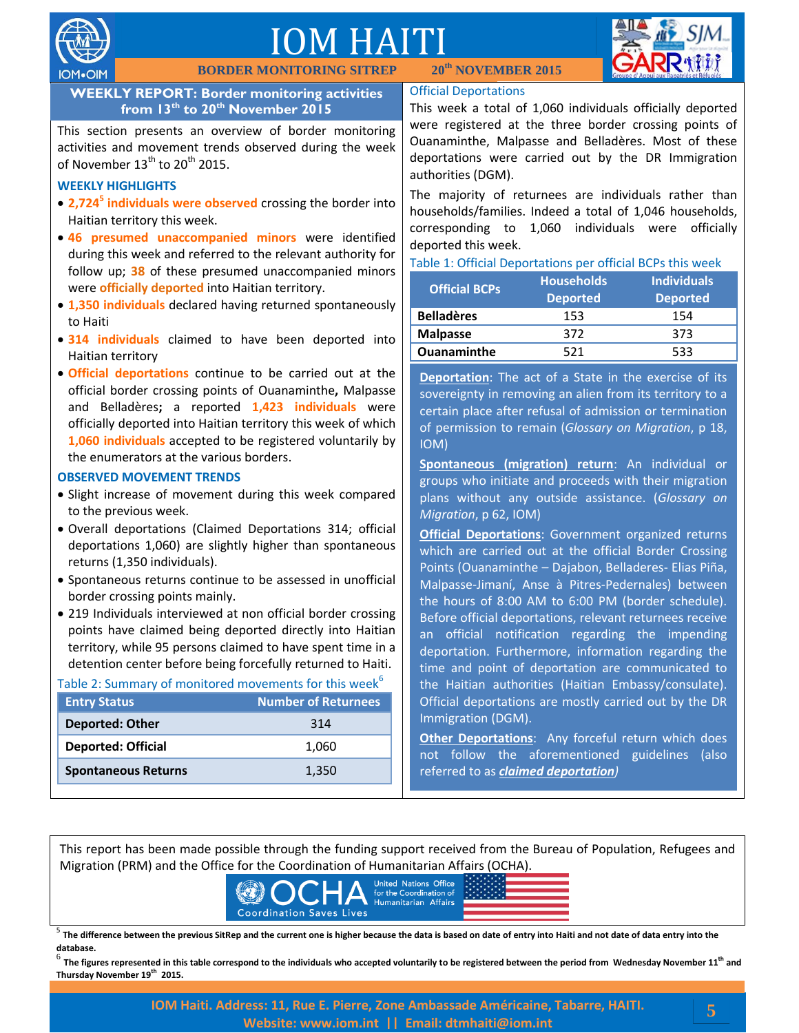# IOM HAITI

**BORDER MONITORING SITREP** **20th NOVEMBER 2015**

## WEEKLY REPORT: Border monitoring activities from 13th to 20th November 2015

This section presents an overview of border monitoring activities and movement trends observed during the week of November 13th to 20th 2015.

### WEEKLY HIGHLIGHTS

- **2,724[5] individuals were observed** crossing the border into Haitian territory this week.
- **46 presumed unaccompanied minors** were identified during this week and referred to the relevant authority for follow up; **38** of these presumed unaccompanied minors were **officially deported** into Haitian territory.
- **1,350 individuals** declared having returned spontaneously to Haiti
- **314 individuals** claimed to have been deported into Haitian territory
- **Official deportations** continue to be carried out at the official border crossing points of Ouanaminthe**,** Malpasse and Belladères**;** a reported **1,423 individuals** were officially deported into Haitian territory this week of which **1,060 individuals** accepted to be registered voluntarily by the enumerators at the various borders.

### OBSERVED MOVEMENT TRENDS

- Slight increase of movement during this week compared to the previous week.
- Overall deportations (Claimed Deportations 314; official deportations 1,060) are slightly higher than spontaneous returns (1,350 individuals).
- Spontaneous returns continue to be assessed in unofficial border crossing points mainly.
- 219 Individuals interviewed at non official border crossing points have claimed being deported directly into Haitian territory, while 95 persons claimed to have spent time in a detention center before being forcefully returned to Haiti.

Table 2: Summary of monitored movements for this week[6]

| Entry Status | Number of Returnees |
|---|---|
| **Deported: Other** | 314 |
| **Deported: Official** | 1,060 |
| **Spontaneous Returns** | 1,350 |

### Official Deportations

This week a total of 1,060 individuals officially deported were registered at the three border crossing points of Ouanaminthe, Malpasse and Belladères. Most of these deportations were carried out by the DR Immigration authorities (DGM).

The majority of returnees are individuals rather than households/families. Indeed a total of 1,046 households, corresponding to 1,060 individuals were officially deported this week.

Table 1: Official Deportations per official BCPs this week

| Official BCPs | Households Deported | Individuals Deported |
|---|---|---|
| **Belladères** | 153 | 154 |
| **Malpasse** | 372 | 373 |
| **Ouanaminthe** | 521 | 533 |

**Deportation**: The act of a State in the exercise of its sovereignty in removing an alien from its territory to a certain place after refusal of admission or termination of permission to remain (*Glossary on Migration*, p 18, IOM)

**Spontaneous (migration) return**: An individual or groups who initiate and proceeds with their migration plans without any outside assistance. (*Glossary on Migration*, p 62, IOM)

**Official Deportations**: Government organized returns which are carried out at the official Border Crossing Points (Ouanaminthe – Dajabon, Belladeres- Elias Piña, Malpasse-Jimaní, Anse à Pitres-Pedernales) between the hours of 8:00 AM to 6:00 PM (border schedule). Before official deportations, relevant returnees receive an official notification regarding the impending deportation. Furthermore, information regarding the time and point of deportation are communicated to the Haitian authorities (Haitian Embassy/consulate). Official deportations are mostly carried out by the DR Immigration (DGM).

**Other Deportations**: Any forceful return which does not follow the aforementioned guidelines (also referred to as ***claimed deportation***)

This report has been made possible through the funding support received from the Bureau of Population, Refugees and Migration (PRM) and the Office for the Coordination of Humanitarian Affairs (OCHA).

[5] **The difference between the previous SitRep and the current one is higher because the data is based on date of entry into Haiti and not date of data entry into the database.**

[6] **The figures represented in this table correspond to the individuals who accepted voluntarily to be registered between the period from Wednesday November 11th and Thursday November 19th 2015.**

**IOM Haiti. Address: 11, Rue E. Pierre, Zone Ambassade Américaine, Tabarre, HAITI.**
**Website: www.iom.int || Email: dtmhaiti@iom.int**